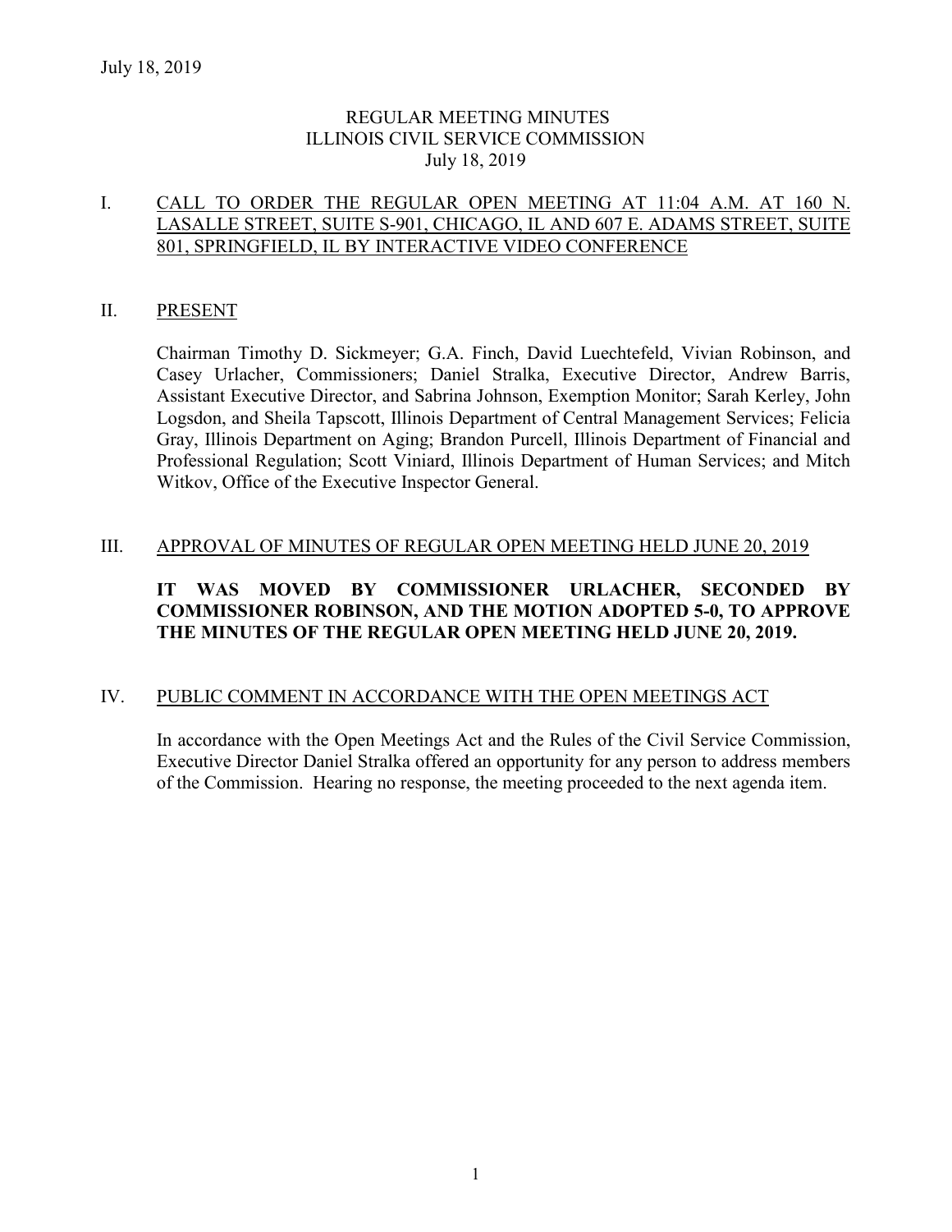July 18, 2019

# REGULAR MEETING MINUTES
# ILLINOIS CIVIL SERVICE COMMISSION
# July 18, 2019

## I. CALL TO ORDER THE REGULAR OPEN MEETING AT 11:04 A.M. AT 160 N. LASALLE STREET, SUITE S-901, CHICAGO, IL AND 607 E. ADAMS STREET, SUITE 801, SPRINGFIELD, IL BY INTERACTIVE VIDEO CONFERENCE

## II. PRESENT

Chairman Timothy D. Sickmeyer; G.A. Finch, David Luechtefeld, Vivian Robinson, and Casey Urlacher, Commissioners; Daniel Stralka, Executive Director, Andrew Barris, Assistant Executive Director, and Sabrina Johnson, Exemption Monitor; Sarah Kerley, John Logsdon, and Sheila Tapscott, Illinois Department of Central Management Services; Felicia Gray, Illinois Department on Aging; Brandon Purcell, Illinois Department of Financial and Professional Regulation; Scott Viniard, Illinois Department of Human Services; and Mitch Witkov, Office of the Executive Inspector General.

## III. APPROVAL OF MINUTES OF REGULAR OPEN MEETING HELD JUNE 20, 2019

**IT WAS MOVED BY COMMISSIONER URLACHER, SECONDED BY COMMISSIONER ROBINSON, AND THE MOTION ADOPTED 5-0, TO APPROVE THE MINUTES OF THE REGULAR OPEN MEETING HELD JUNE 20, 2019.**

## IV. PUBLIC COMMENT IN ACCORDANCE WITH THE OPEN MEETINGS ACT

In accordance with the Open Meetings Act and the Rules of the Civil Service Commission, Executive Director Daniel Stralka offered an opportunity for any person to address members of the Commission. Hearing no response, the meeting proceeded to the next agenda item.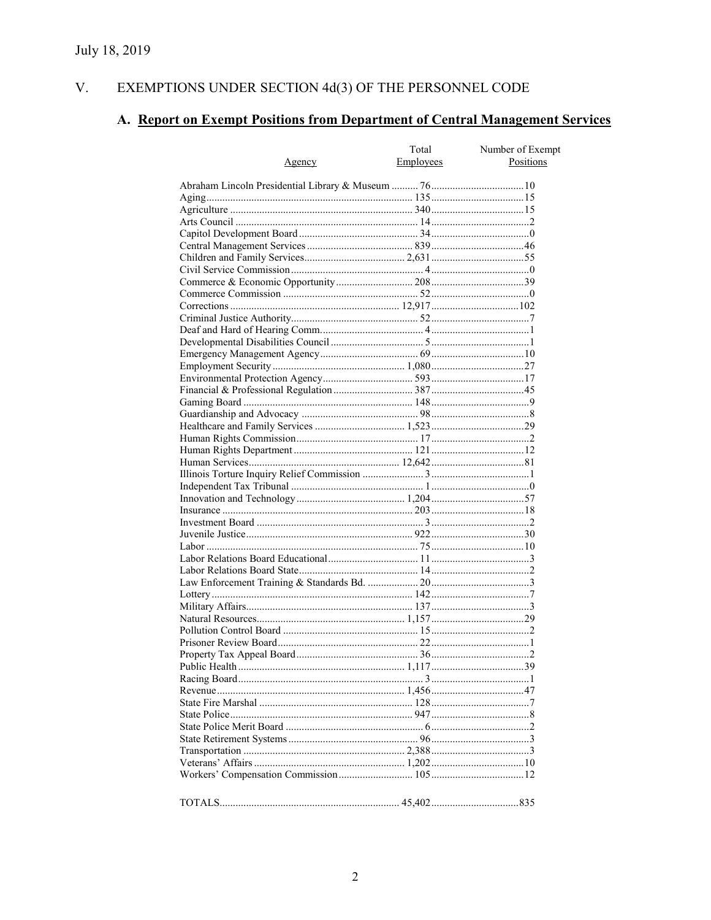July 18, 2019

## V. EXEMPTIONS UNDER SECTION 4d(3) OF THE PERSONNEL CODE

### A. Report on Exempt Positions from Department of Central Management Services

| Agency | Total Employees | Number of Exempt Positions |
|---|---|---|
| Abraham Lincoln Presidential Library & Museum | 76 | 10 |
| Aging | 135 | 15 |
| Agriculture | 340 | 15 |
| Arts Council | 14 | 2 |
| Capitol Development Board | 34 | 0 |
| Central Management Services | 839 | 46 |
| Children and Family Services | 2,631 | 55 |
| Civil Service Commission | 4 | 0 |
| Commerce & Economic Opportunity | 208 | 39 |
| Commerce Commission | 52 | 0 |
| Corrections | 12,917 | 102 |
| Criminal Justice Authority | 52 | 7 |
| Deaf and Hard of Hearing Comm. | 4 | 1 |
| Developmental Disabilities Council | 5 | 1 |
| Emergency Management Agency | 69 | 10 |
| Employment Security | 1,080 | 27 |
| Environmental Protection Agency | 593 | 17 |
| Financial & Professional Regulation | 387 | 45 |
| Gaming Board | 148 | 9 |
| Guardianship and Advocacy | 98 | 8 |
| Healthcare and Family Services | 1,523 | 29 |
| Human Rights Commission | 17 | 2 |
| Human Rights Department | 121 | 12 |
| Human Services | 12,642 | 81 |
| Illinois Torture Inquiry Relief Commission | 3 | 1 |
| Independent Tax Tribunal | 1 | 0 |
| Innovation and Technology | 1,204 | 57 |
| Insurance | 203 | 18 |
| Investment Board | 3 | 2 |
| Juvenile Justice | 922 | 30 |
| Labor | 75 | 10 |
| Labor Relations Board Educational | 11 | 3 |
| Labor Relations Board State | 14 | 2 |
| Law Enforcement Training & Standards Bd. | 20 | 3 |
| Lottery | 142 | 7 |
| Military Affairs | 137 | 3 |
| Natural Resources | 1,157 | 29 |
| Pollution Control Board | 15 | 2 |
| Prisoner Review Board | 22 | 1 |
| Property Tax Appeal Board | 36 | 2 |
| Public Health | 1,117 | 39 |
| Racing Board | 3 | 1 |
| Revenue | 1,456 | 47 |
| State Fire Marshal | 128 | 7 |
| State Police | 947 | 8 |
| State Police Merit Board | 6 | 2 |
| State Retirement Systems | 96 | 3 |
| Transportation | 2,388 | 3 |
| Veterans' Affairs | 1,202 | 10 |
| Workers' Compensation Commission | 105 | 12 |
| TOTALS | 45,402 | 835 |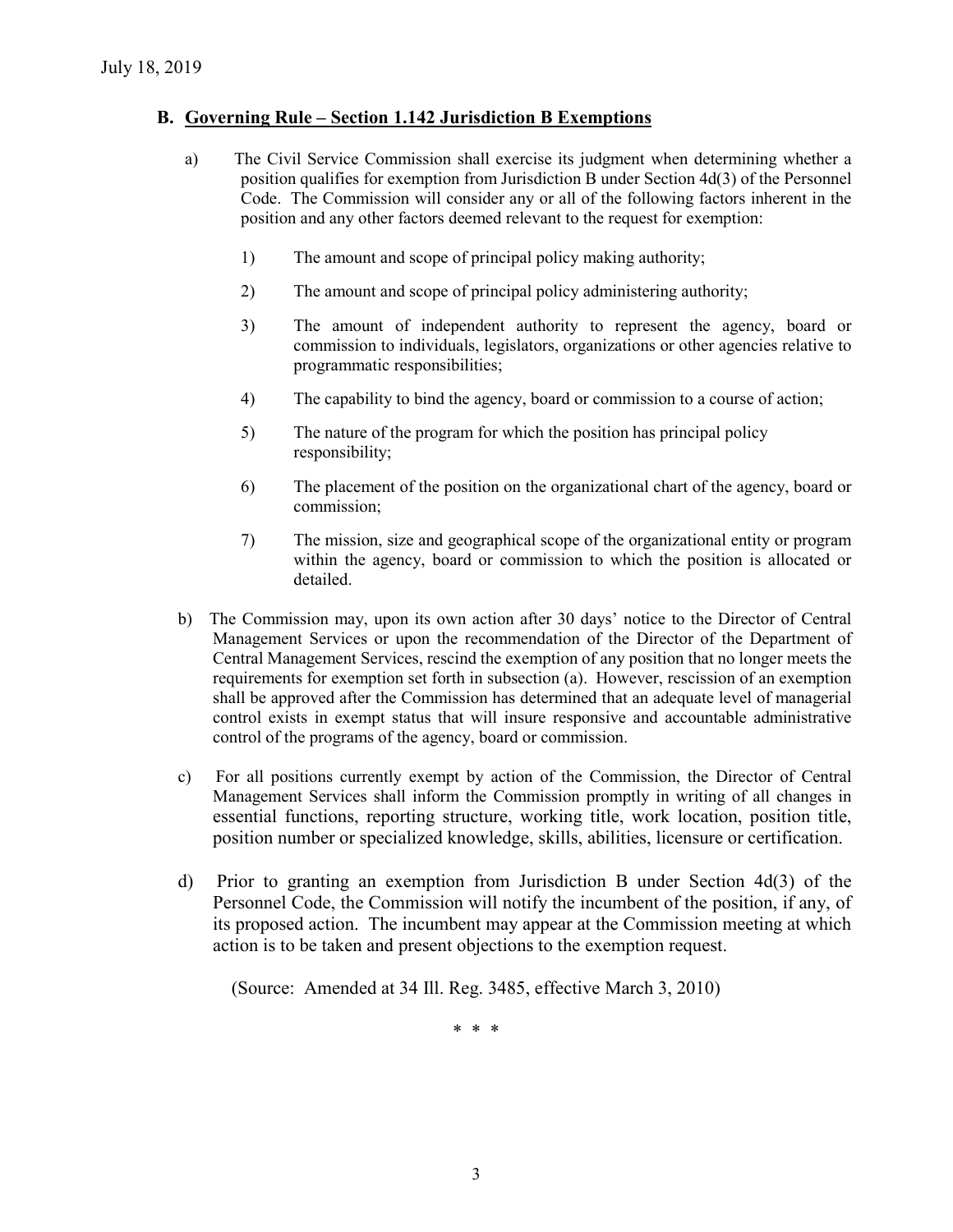## B. Governing Rule – Section 1.142 Jurisdiction B Exemptions

a) The Civil Service Commission shall exercise its judgment when determining whether a position qualifies for exemption from Jurisdiction B under Section 4d(3) of the Personnel Code. The Commission will consider any or all of the following factors inherent in the position and any other factors deemed relevant to the request for exemption:

1) The amount and scope of principal policy making authority;

2) The amount and scope of principal policy administering authority;

3) The amount of independent authority to represent the agency, board or commission to individuals, legislators, organizations or other agencies relative to programmatic responsibilities;

4) The capability to bind the agency, board or commission to a course of action;

5) The nature of the program for which the position has principal policy responsibility;

6) The placement of the position on the organizational chart of the agency, board or commission;

7) The mission, size and geographical scope of the organizational entity or program within the agency, board or commission to which the position is allocated or detailed.

b) The Commission may, upon its own action after 30 days' notice to the Director of Central Management Services or upon the recommendation of the Director of the Department of Central Management Services, rescind the exemption of any position that no longer meets the requirements for exemption set forth in subsection (a). However, rescission of an exemption shall be approved after the Commission has determined that an adequate level of managerial control exists in exempt status that will insure responsive and accountable administrative control of the programs of the agency, board or commission.

c) For all positions currently exempt by action of the Commission, the Director of Central Management Services shall inform the Commission promptly in writing of all changes in essential functions, reporting structure, working title, work location, position title, position number or specialized knowledge, skills, abilities, licensure or certification.

d) Prior to granting an exemption from Jurisdiction B under Section 4d(3) of the Personnel Code, the Commission will notify the incumbent of the position, if any, of its proposed action. The incumbent may appear at the Commission meeting at which action is to be taken and present objections to the exemption request.

(Source: Amended at 34 Ill. Reg. 3485, effective March 3, 2010)

\* \* \*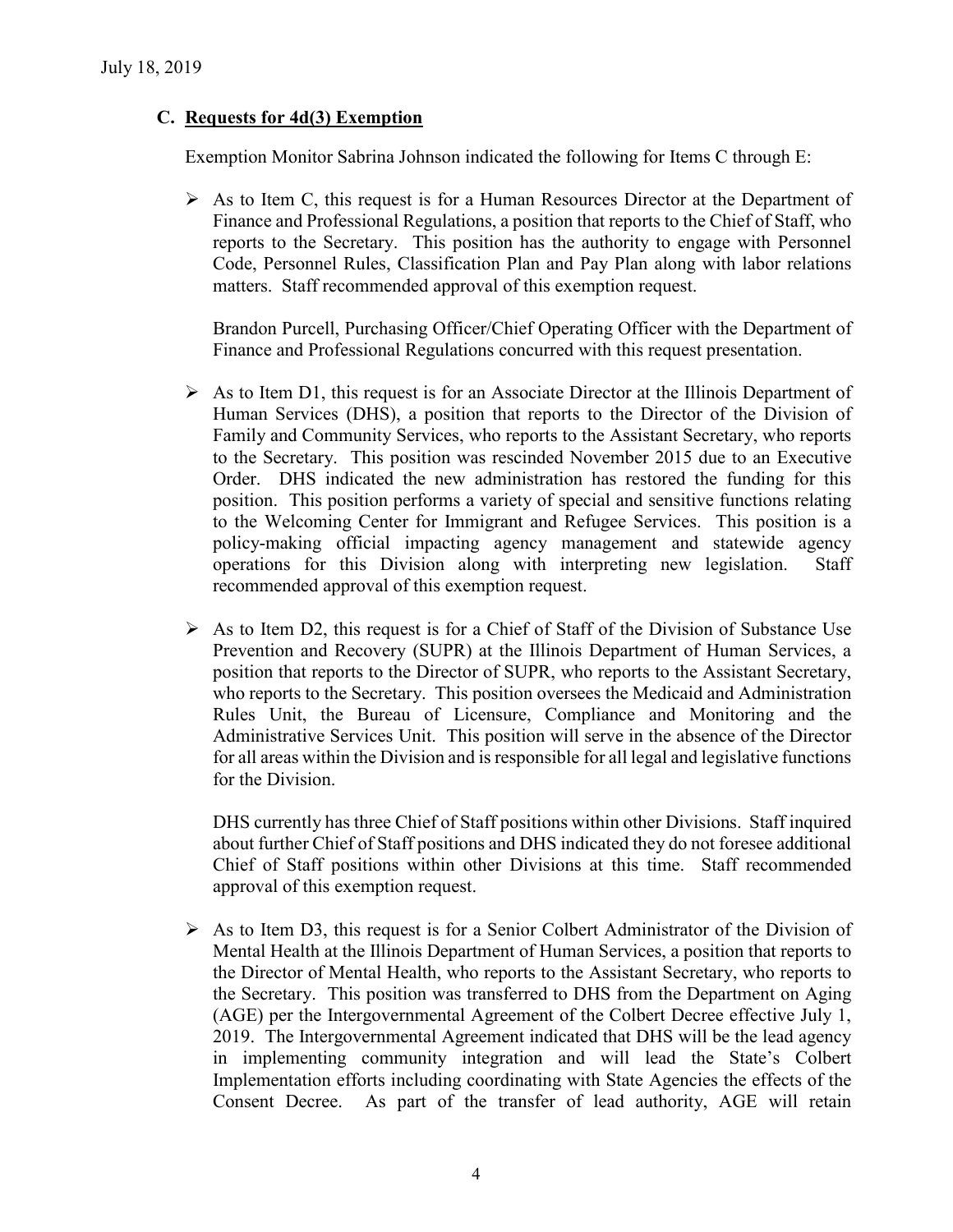July 18, 2019

## C. Requests for 4d(3) Exemption

Exemption Monitor Sabrina Johnson indicated the following for Items C through E:

- As to Item C, this request is for a Human Resources Director at the Department of Finance and Professional Regulations, a position that reports to the Chief of Staff, who reports to the Secretary. This position has the authority to engage with Personnel Code, Personnel Rules, Classification Plan and Pay Plan along with labor relations matters. Staff recommended approval of this exemption request.

  Brandon Purcell, Purchasing Officer/Chief Operating Officer with the Department of Finance and Professional Regulations concurred with this request presentation.

- As to Item D1, this request is for an Associate Director at the Illinois Department of Human Services (DHS), a position that reports to the Director of the Division of Family and Community Services, who reports to the Assistant Secretary, who reports to the Secretary. This position was rescinded November 2015 due to an Executive Order. DHS indicated the new administration has restored the funding for this position. This position performs a variety of special and sensitive functions relating to the Welcoming Center for Immigrant and Refugee Services. This position is a policy-making official impacting agency management and statewide agency operations for this Division along with interpreting new legislation. Staff recommended approval of this exemption request.

- As to Item D2, this request is for a Chief of Staff of the Division of Substance Use Prevention and Recovery (SUPR) at the Illinois Department of Human Services, a position that reports to the Director of SUPR, who reports to the Assistant Secretary, who reports to the Secretary. This position oversees the Medicaid and Administration Rules Unit, the Bureau of Licensure, Compliance and Monitoring and the Administrative Services Unit. This position will serve in the absence of the Director for all areas within the Division and is responsible for all legal and legislative functions for the Division.

  DHS currently has three Chief of Staff positions within other Divisions. Staff inquired about further Chief of Staff positions and DHS indicated they do not foresee additional Chief of Staff positions within other Divisions at this time. Staff recommended approval of this exemption request.

- As to Item D3, this request is for a Senior Colbert Administrator of the Division of Mental Health at the Illinois Department of Human Services, a position that reports to the Director of Mental Health, who reports to the Assistant Secretary, who reports to the Secretary. This position was transferred to DHS from the Department on Aging (AGE) per the Intergovernmental Agreement of the Colbert Decree effective July 1, 2019. The Intergovernmental Agreement indicated that DHS will be the lead agency in implementing community integration and will lead the State's Colbert Implementation efforts including coordinating with State Agencies the effects of the Consent Decree. As part of the transfer of lead authority, AGE will retain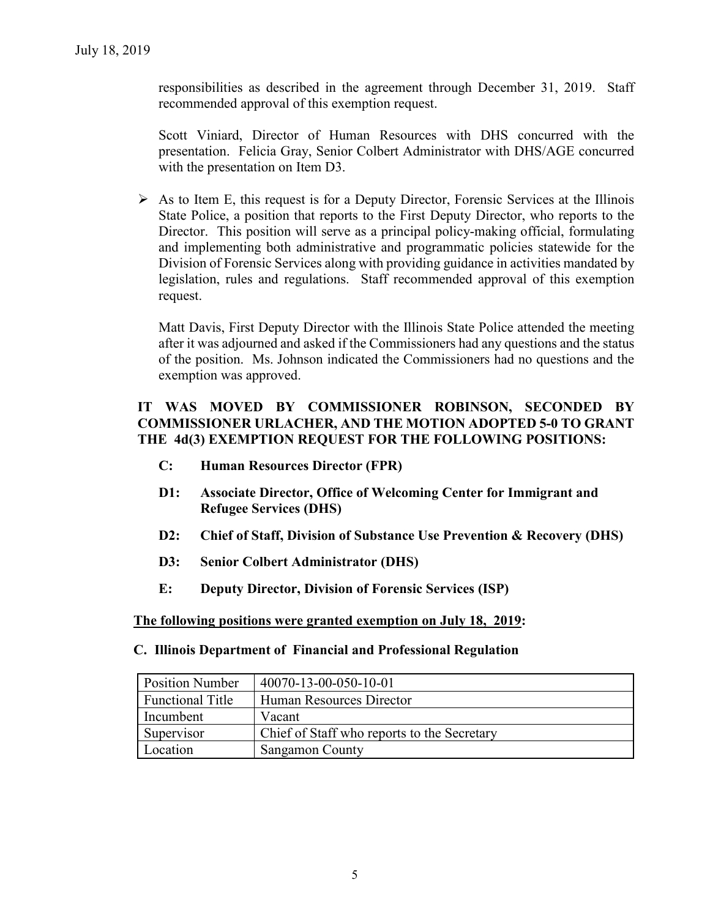responsibilities as described in the agreement through December 31, 2019. Staff recommended approval of this exemption request.

Scott Viniard, Director of Human Resources with DHS concurred with the presentation. Felicia Gray, Senior Colbert Administrator with DHS/AGE concurred with the presentation on Item D3.

- As to Item E, this request is for a Deputy Director, Forensic Services at the Illinois State Police, a position that reports to the First Deputy Director, who reports to the Director. This position will serve as a principal policy-making official, formulating and implementing both administrative and programmatic policies statewide for the Division of Forensic Services along with providing guidance in activities mandated by legislation, rules and regulations. Staff recommended approval of this exemption request.

  Matt Davis, First Deputy Director with the Illinois State Police attended the meeting after it was adjourned and asked if the Commissioners had any questions and the status of the position. Ms. Johnson indicated the Commissioners had no questions and the exemption was approved.

**IT WAS MOVED BY COMMISSIONER ROBINSON, SECONDED BY COMMISSIONER URLACHER, AND THE MOTION ADOPTED 5-0 TO GRANT THE 4d(3) EXEMPTION REQUEST FOR THE FOLLOWING POSITIONS:**

- **C: Human Resources Director (FPR)**
- **D1: Associate Director, Office of Welcoming Center for Immigrant and Refugee Services (DHS)**
- **D2: Chief of Staff, Division of Substance Use Prevention & Recovery (DHS)**
- **D3: Senior Colbert Administrator (DHS)**
- **E: Deputy Director, Division of Forensic Services (ISP)**

**The following positions were granted exemption on July 18, 2019:**

**C. Illinois Department of Financial and Professional Regulation**

| | |
|---|---|
| Position Number | 40070-13-00-050-10-01 |
| Functional Title | Human Resources Director |
| Incumbent | Vacant |
| Supervisor | Chief of Staff who reports to the Secretary |
| Location | Sangamon County |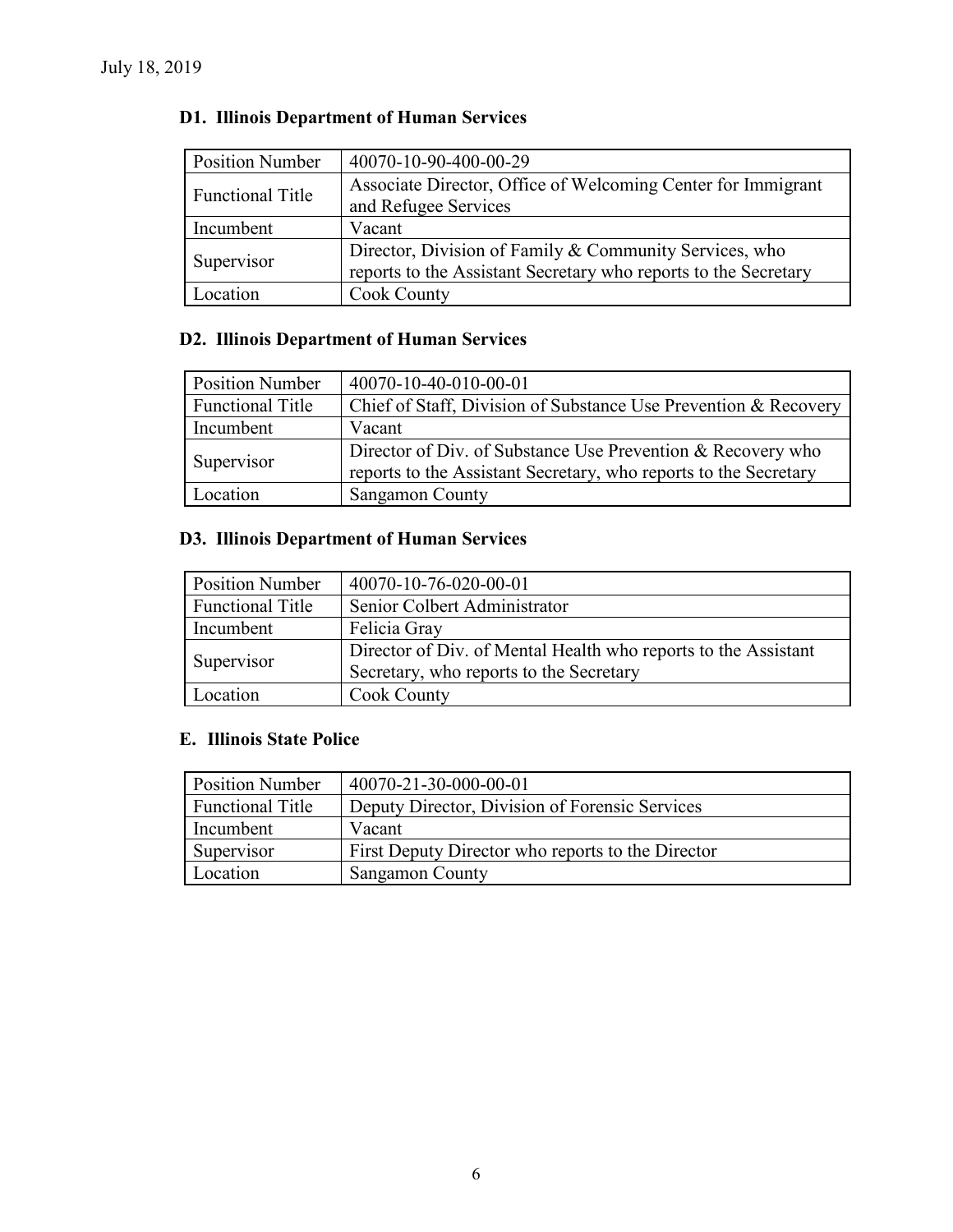July 18, 2019

### D1. Illinois Department of Human Services

| | |
|---|---|
| Position Number | 40070-10-90-400-00-29 |
| Functional Title | Associate Director, Office of Welcoming Center for Immigrant and Refugee Services |
| Incumbent | Vacant |
| Supervisor | Director, Division of Family & Community Services, who reports to the Assistant Secretary who reports to the Secretary |
| Location | Cook County |

### D2. Illinois Department of Human Services

| | |
|---|---|
| Position Number | 40070-10-40-010-00-01 |
| Functional Title | Chief of Staff, Division of Substance Use Prevention & Recovery |
| Incumbent | Vacant |
| Supervisor | Director of Div. of Substance Use Prevention & Recovery who reports to the Assistant Secretary, who reports to the Secretary |
| Location | Sangamon County |

### D3. Illinois Department of Human Services

| | |
|---|---|
| Position Number | 40070-10-76-020-00-01 |
| Functional Title | Senior Colbert Administrator |
| Incumbent | Felicia Gray |
| Supervisor | Director of Div. of Mental Health who reports to the Assistant Secretary, who reports to the Secretary |
| Location | Cook County |

### E. Illinois State Police

| | |
|---|---|
| Position Number | 40070-21-30-000-00-01 |
| Functional Title | Deputy Director, Division of Forensic Services |
| Incumbent | Vacant |
| Supervisor | First Deputy Director who reports to the Director |
| Location | Sangamon County |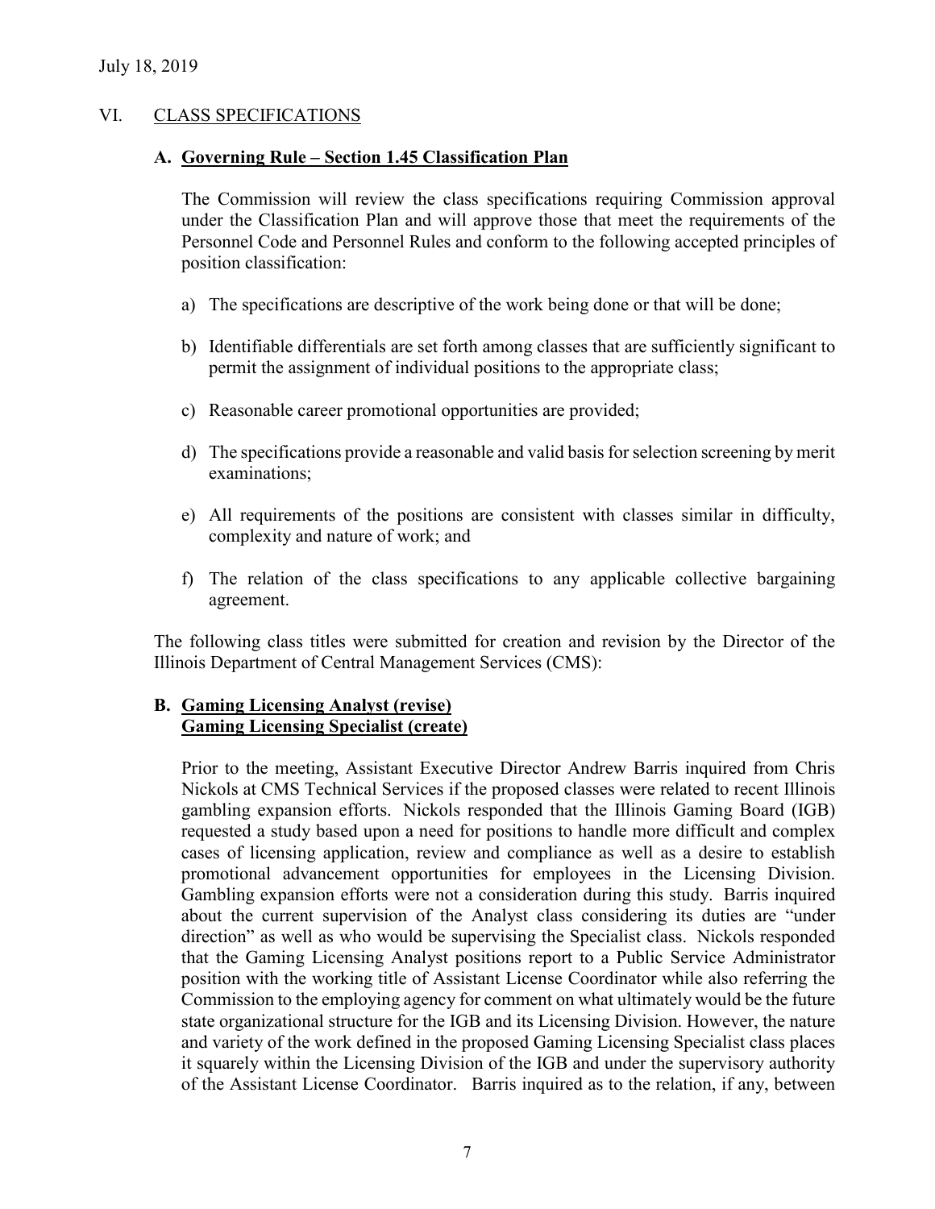## VI. CLASS SPECIFICATIONS

### A. Governing Rule – Section 1.45 Classification Plan

The Commission will review the class specifications requiring Commission approval under the Classification Plan and will approve those that meet the requirements of the Personnel Code and Personnel Rules and conform to the following accepted principles of position classification:

a) The specifications are descriptive of the work being done or that will be done;

b) Identifiable differentials are set forth among classes that are sufficiently significant to permit the assignment of individual positions to the appropriate class;

c) Reasonable career promotional opportunities are provided;

d) The specifications provide a reasonable and valid basis for selection screening by merit examinations;

e) All requirements of the positions are consistent with classes similar in difficulty, complexity and nature of work; and

f) The relation of the class specifications to any applicable collective bargaining agreement.

The following class titles were submitted for creation and revision by the Director of the Illinois Department of Central Management Services (CMS):

### B. Gaming Licensing Analyst (revise) Gaming Licensing Specialist (create)

Prior to the meeting, Assistant Executive Director Andrew Barris inquired from Chris Nickols at CMS Technical Services if the proposed classes were related to recent Illinois gambling expansion efforts. Nickols responded that the Illinois Gaming Board (IGB) requested a study based upon a need for positions to handle more difficult and complex cases of licensing application, review and compliance as well as a desire to establish promotional advancement opportunities for employees in the Licensing Division. Gambling expansion efforts were not a consideration during this study. Barris inquired about the current supervision of the Analyst class considering its duties are "under direction" as well as who would be supervising the Specialist class. Nickols responded that the Gaming Licensing Analyst positions report to a Public Service Administrator position with the working title of Assistant License Coordinator while also referring the Commission to the employing agency for comment on what ultimately would be the future state organizational structure for the IGB and its Licensing Division. However, the nature and variety of the work defined in the proposed Gaming Licensing Specialist class places it squarely within the Licensing Division of the IGB and under the supervisory authority of the Assistant License Coordinator. Barris inquired as to the relation, if any, between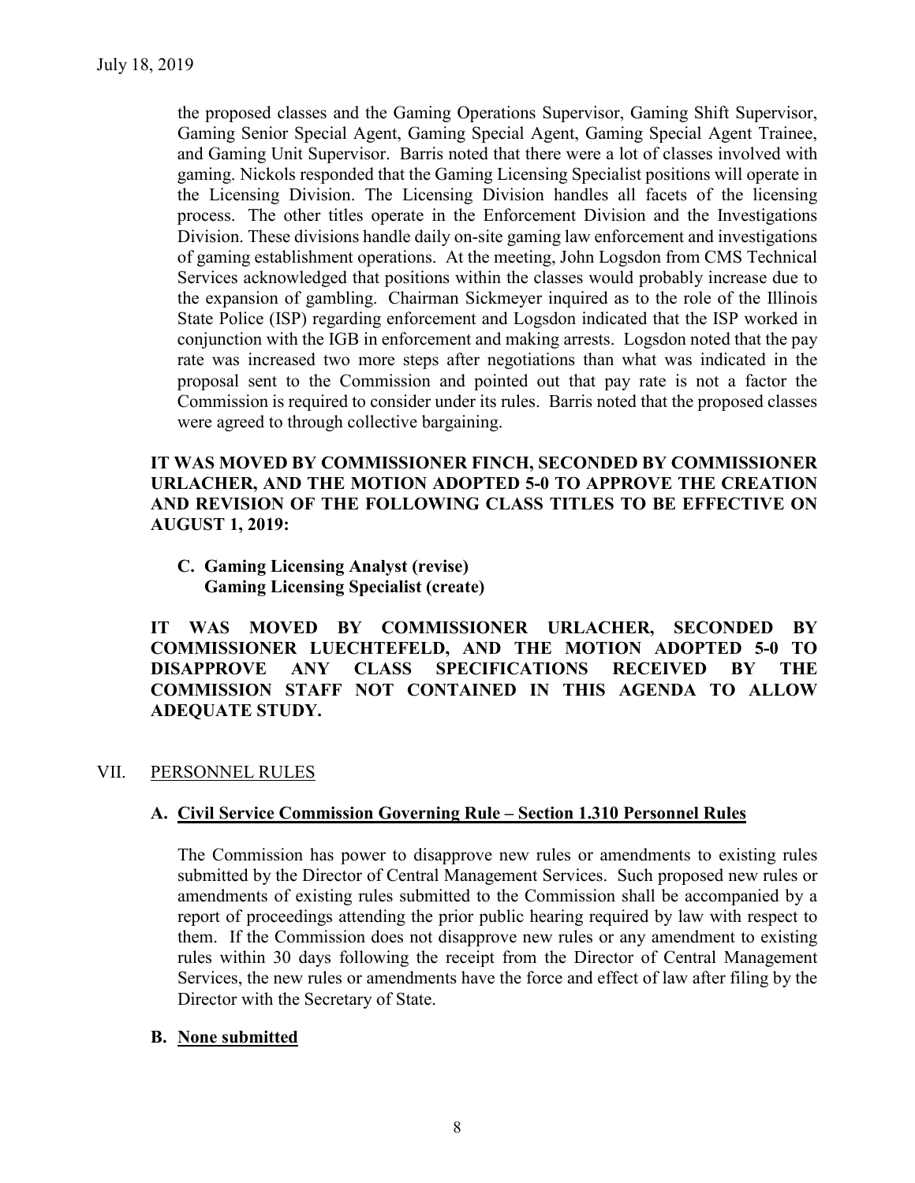the proposed classes and the Gaming Operations Supervisor, Gaming Shift Supervisor, Gaming Senior Special Agent, Gaming Special Agent, Gaming Special Agent Trainee, and Gaming Unit Supervisor. Barris noted that there were a lot of classes involved with gaming. Nickols responded that the Gaming Licensing Specialist positions will operate in the Licensing Division. The Licensing Division handles all facets of the licensing process. The other titles operate in the Enforcement Division and the Investigations Division. These divisions handle daily on-site gaming law enforcement and investigations of gaming establishment operations. At the meeting, John Logsdon from CMS Technical Services acknowledged that positions within the classes would probably increase due to the expansion of gambling. Chairman Sickmeyer inquired as to the role of the Illinois State Police (ISP) regarding enforcement and Logsdon indicated that the ISP worked in conjunction with the IGB in enforcement and making arrests. Logsdon noted that the pay rate was increased two more steps after negotiations than what was indicated in the proposal sent to the Commission and pointed out that pay rate is not a factor the Commission is required to consider under its rules. Barris noted that the proposed classes were agreed to through collective bargaining.

**IT WAS MOVED BY COMMISSIONER FINCH, SECONDED BY COMMISSIONER URLACHER, AND THE MOTION ADOPTED 5-0 TO APPROVE THE CREATION AND REVISION OF THE FOLLOWING CLASS TITLES TO BE EFFECTIVE ON AUGUST 1, 2019:**

**C. Gaming Licensing Analyst (revise)**
**Gaming Licensing Specialist (create)**

**IT WAS MOVED BY COMMISSIONER URLACHER, SECONDED BY COMMISSIONER LUECHTEFELD, AND THE MOTION ADOPTED 5-0 TO DISAPPROVE ANY CLASS SPECIFICATIONS RECEIVED BY THE COMMISSION STAFF NOT CONTAINED IN THIS AGENDA TO ALLOW ADEQUATE STUDY.**

## VII. PERSONNEL RULES

### A. Civil Service Commission Governing Rule – Section 1.310 Personnel Rules

The Commission has power to disapprove new rules or amendments to existing rules submitted by the Director of Central Management Services. Such proposed new rules or amendments of existing rules submitted to the Commission shall be accompanied by a report of proceedings attending the prior public hearing required by law with respect to them. If the Commission does not disapprove new rules or any amendment to existing rules within 30 days following the receipt from the Director of Central Management Services, the new rules or amendments have the force and effect of law after filing by the Director with the Secretary of State.

### B. None submitted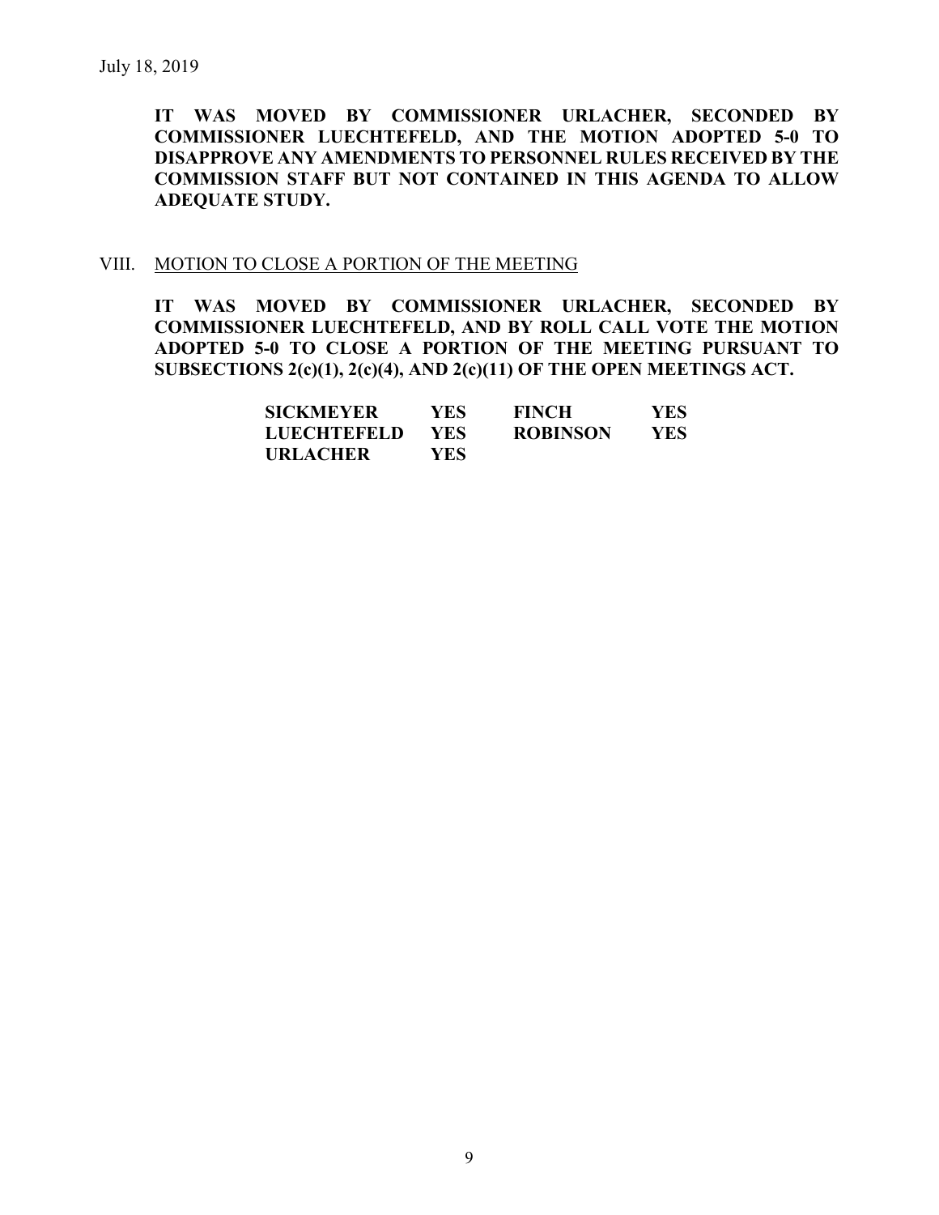**IT WAS MOVED BY COMMISSIONER URLACHER, SECONDED BY COMMISSIONER LUECHTEFELD, AND THE MOTION ADOPTED 5-0 TO DISAPPROVE ANY AMENDMENTS TO PERSONNEL RULES RECEIVED BY THE COMMISSION STAFF BUT NOT CONTAINED IN THIS AGENDA TO ALLOW ADEQUATE STUDY.**

## VIII. MOTION TO CLOSE A PORTION OF THE MEETING

**IT WAS MOVED BY COMMISSIONER URLACHER, SECONDED BY COMMISSIONER LUECHTEFELD, AND BY ROLL CALL VOTE THE MOTION ADOPTED 5-0 TO CLOSE A PORTION OF THE MEETING PURSUANT TO SUBSECTIONS 2(c)(1), 2(c)(4), AND 2(c)(11) OF THE OPEN MEETINGS ACT.**

| | | | |
|---|---|---|---|
| **SICKMEYER** | **YES** | **FINCH** | **YES** |
| **LUECHTEFELD** | **YES** | **ROBINSON** | **YES** |
| **URLACHER** | **YES** | | |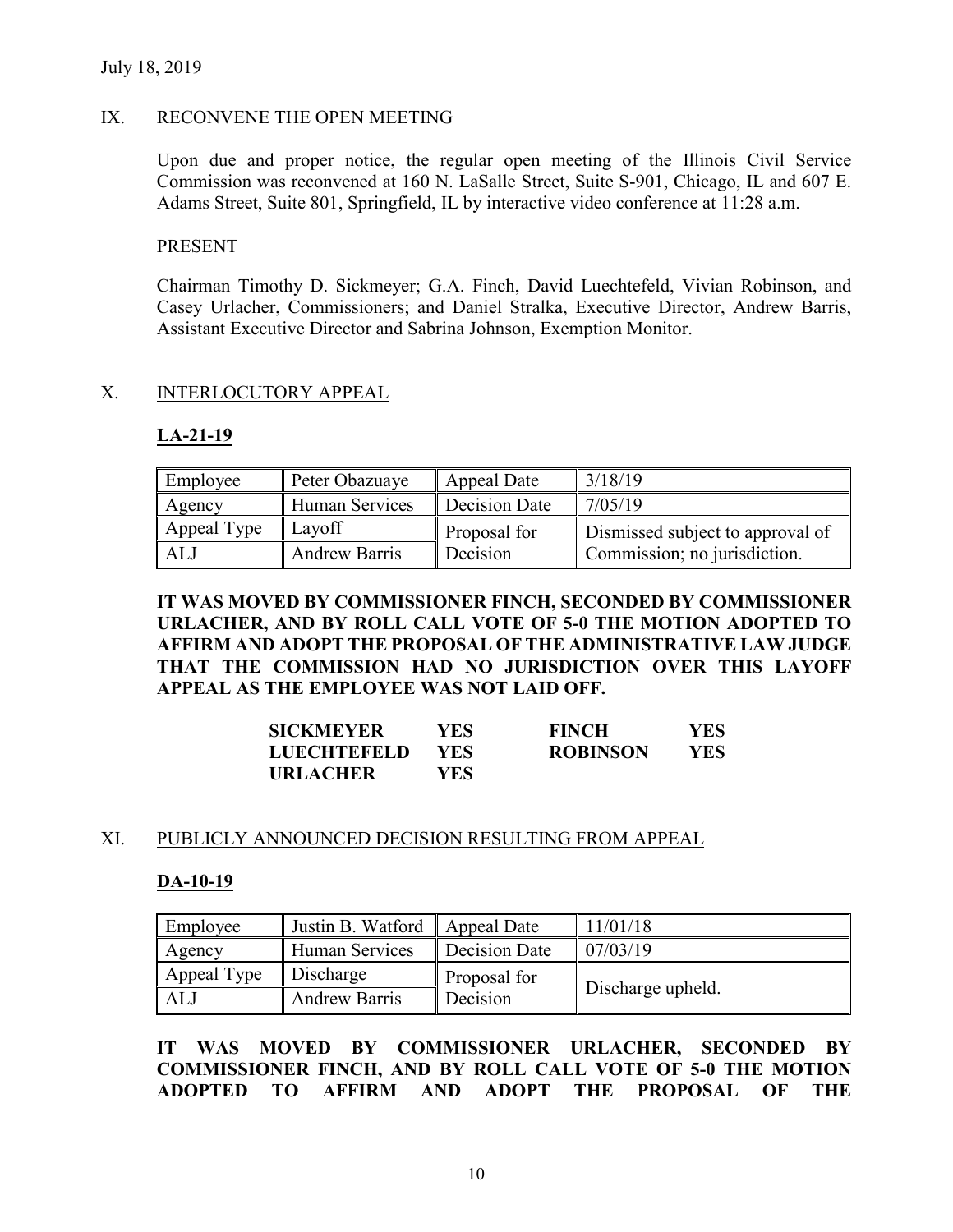July 18, 2019

## IX. RECONVENE THE OPEN MEETING

Upon due and proper notice, the regular open meeting of the Illinois Civil Service Commission was reconvened at 160 N. LaSalle Street, Suite S-901, Chicago, IL and 607 E. Adams Street, Suite 801, Springfield, IL by interactive video conference at 11:28 a.m.

### PRESENT

Chairman Timothy D. Sickmeyer; G.A. Finch, David Luechtefeld, Vivian Robinson, and Casey Urlacher, Commissioners; and Daniel Stralka, Executive Director, Andrew Barris, Assistant Executive Director and Sabrina Johnson, Exemption Monitor.

## X. INTERLOCUTORY APPEAL

### LA-21-19

| | | | |
|---|---|---|---|
| Employee | Peter Obazuaye | Appeal Date | 3/18/19 |
| Agency | Human Services | Decision Date | 7/05/19 |
| Appeal Type | Layoff | Proposal for Decision | Dismissed subject to approval of Commission; no jurisdiction. |
| ALJ | Andrew Barris | | |

**IT WAS MOVED BY COMMISSIONER FINCH, SECONDED BY COMMISSIONER URLACHER, AND BY ROLL CALL VOTE OF 5-0 THE MOTION ADOPTED TO AFFIRM AND ADOPT THE PROPOSAL OF THE ADMINISTRATIVE LAW JUDGE THAT THE COMMISSION HAD NO JURISDICTION OVER THIS LAYOFF APPEAL AS THE EMPLOYEE WAS NOT LAID OFF.**

| | | | |
|---|---|---|---|
| **SICKMEYER** | **YES** | **FINCH** | **YES** |
| **LUECHTEFELD** | **YES** | **ROBINSON** | **YES** |
| **URLACHER** | **YES** | | |

## XI. PUBLICLY ANNOUNCED DECISION RESULTING FROM APPEAL

### DA-10-19

| | | | |
|---|---|---|---|
| Employee | Justin B. Watford | Appeal Date | 11/01/18 |
| Agency | Human Services | Decision Date | 07/03/19 |
| Appeal Type | Discharge | Proposal for Decision | Discharge upheld. |
| ALJ | Andrew Barris | | |

**IT WAS MOVED BY COMMISSIONER URLACHER, SECONDED BY COMMISSIONER FINCH, AND BY ROLL CALL VOTE OF 5-0 THE MOTION ADOPTED TO AFFIRM AND ADOPT THE PROPOSAL OF THE**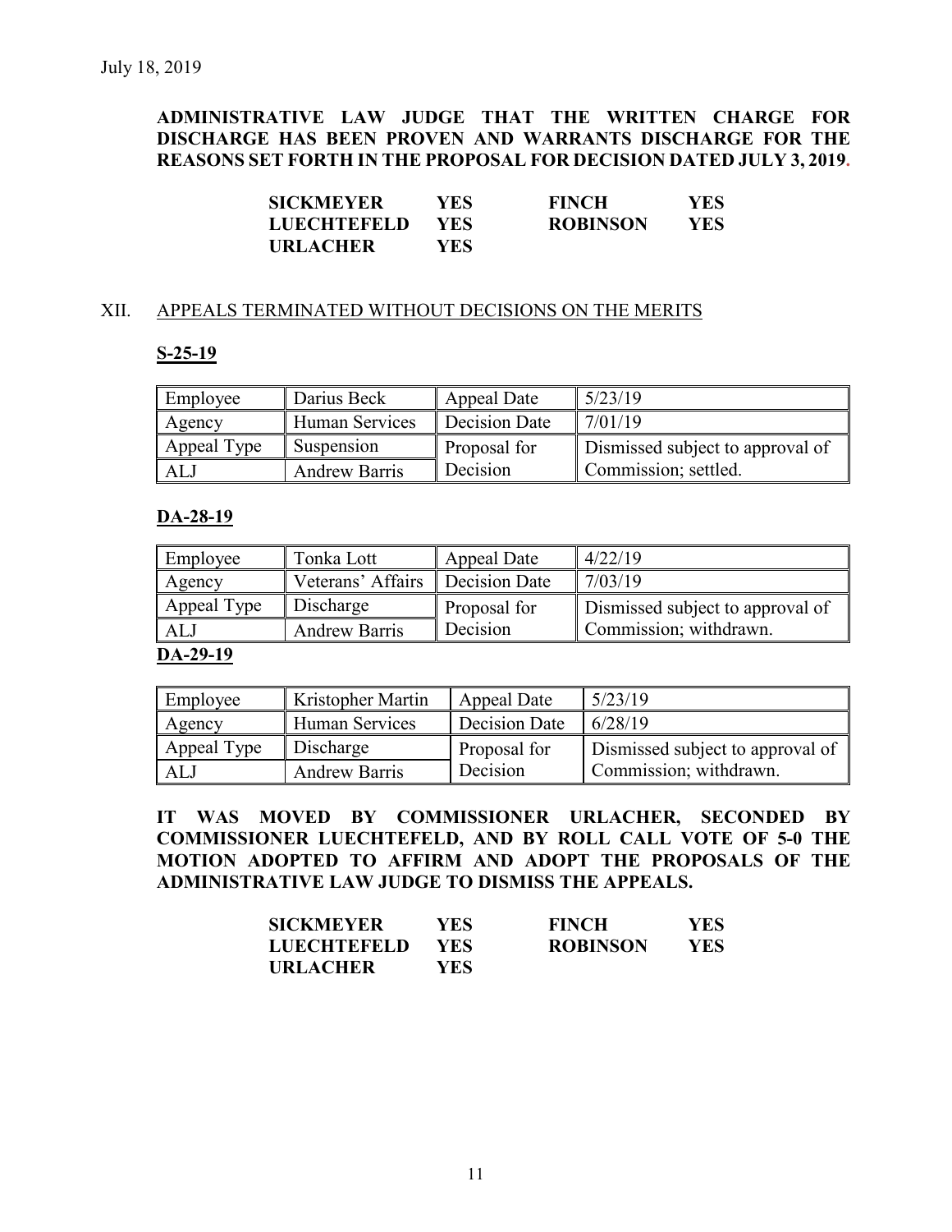July 18, 2019

**ADMINISTRATIVE LAW JUDGE THAT THE WRITTEN CHARGE FOR DISCHARGE HAS BEEN PROVEN AND WARRANTS DISCHARGE FOR THE REASONS SET FORTH IN THE PROPOSAL FOR DECISION DATED JULY 3, 2019.**

| | | | |
|---|---|---|---|
| **SICKMEYER** | **YES** | **FINCH** | **YES** |
| **LUECHTEFELD** | **YES** | **ROBINSON** | **YES** |
| **URLACHER** | **YES** | | |

## XII. APPEALS TERMINATED WITHOUT DECISIONS ON THE MERITS

### S-25-19

| | | | |
|---|---|---|---|
| Employee | Darius Beck | Appeal Date | 5/23/19 |
| Agency | Human Services | Decision Date | 7/01/19 |
| Appeal Type | Suspension | Proposal for Decision | Dismissed subject to approval of Commission; settled. |
| ALJ | Andrew Barris | | |

### DA-28-19

| | | | |
|---|---|---|---|
| Employee | Tonka Lott | Appeal Date | 4/22/19 |
| Agency | Veterans' Affairs | Decision Date | 7/03/19 |
| Appeal Type | Discharge | Proposal for Decision | Dismissed subject to approval of Commission; withdrawn. |
| ALJ | Andrew Barris | | |

### DA-29-19

| | | | |
|---|---|---|---|
| Employee | Kristopher Martin | Appeal Date | 5/23/19 |
| Agency | Human Services | Decision Date | 6/28/19 |
| Appeal Type | Discharge | Proposal for Decision | Dismissed subject to approval of Commission; withdrawn. |
| ALJ | Andrew Barris | | |

**IT WAS MOVED BY COMMISSIONER URLACHER, SECONDED BY COMMISSIONER LUECHTEFELD, AND BY ROLL CALL VOTE OF 5-0 THE MOTION ADOPTED TO AFFIRM AND ADOPT THE PROPOSALS OF THE ADMINISTRATIVE LAW JUDGE TO DISMISS THE APPEALS.**

| | | | |
|---|---|---|---|
| **SICKMEYER** | **YES** | **FINCH** | **YES** |
| **LUECHTEFELD** | **YES** | **ROBINSON** | **YES** |
| **URLACHER** | **YES** | | |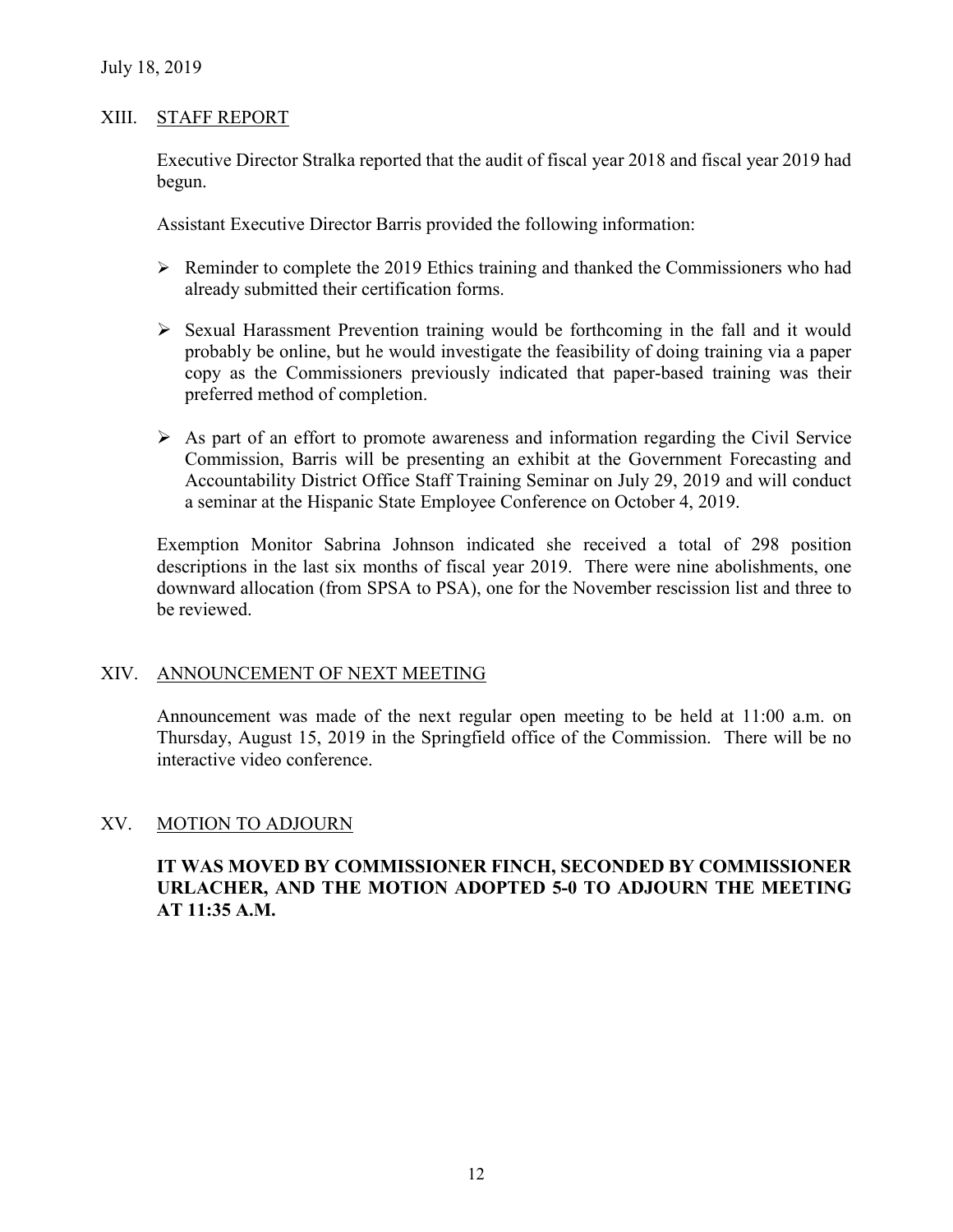## XIII. STAFF REPORT

Executive Director Stralka reported that the audit of fiscal year 2018 and fiscal year 2019 had begun.

Assistant Executive Director Barris provided the following information:

- Reminder to complete the 2019 Ethics training and thanked the Commissioners who had already submitted their certification forms.
- Sexual Harassment Prevention training would be forthcoming in the fall and it would probably be online, but he would investigate the feasibility of doing training via a paper copy as the Commissioners previously indicated that paper-based training was their preferred method of completion.
- As part of an effort to promote awareness and information regarding the Civil Service Commission, Barris will be presenting an exhibit at the Government Forecasting and Accountability District Office Staff Training Seminar on July 29, 2019 and will conduct a seminar at the Hispanic State Employee Conference on October 4, 2019.

Exemption Monitor Sabrina Johnson indicated she received a total of 298 position descriptions in the last six months of fiscal year 2019. There were nine abolishments, one downward allocation (from SPSA to PSA), one for the November rescission list and three to be reviewed.

## XIV. ANNOUNCEMENT OF NEXT MEETING

Announcement was made of the next regular open meeting to be held at 11:00 a.m. on Thursday, August 15, 2019 in the Springfield office of the Commission. There will be no interactive video conference.

## XV. MOTION TO ADJOURN

**IT WAS MOVED BY COMMISSIONER FINCH, SECONDED BY COMMISSIONER URLACHER, AND THE MOTION ADOPTED 5-0 TO ADJOURN THE MEETING AT 11:35 A.M.**